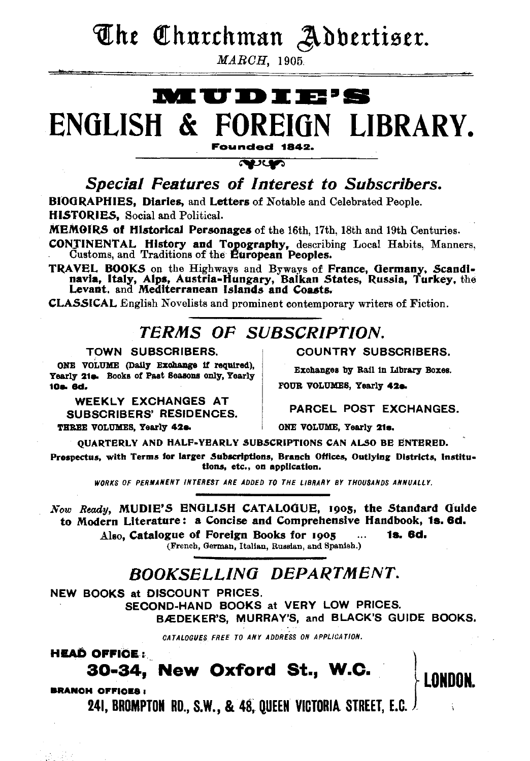# The Churchman Advertiser.

*MARCH*, 1905.

# MUDIE'S
# ENGLISH & FOREIGN LIBRARY.

**Founded 1842.**

## *Special Features of Interest to Subscribers.*

**BIOGRAPHIES, Diaries,** and **Letters** of Notable and Celebrated People.

**HISTORIES,** Social and Political.

**MEMOIRS of Historical Personages** of the 16th, 17th, 18th and 19th Centuries.

**CONTINENTAL History and Topography,** describing Local Habits, Manners, Customs, and Traditions of the **European Peoples.**

**TRAVEL BOOKS** on the Highways and Byways of **France, Germany, Scandinavia, Italy, Alps, Austria-Hungary, Balkan States, Russia, Turkey,** the **Levant,** and **Mediterranean Islands and Coasts.**

**CLASSICAL** English Novelists and prominent contemporary writers of Fiction.

## *TERMS OF SUBSCRIPTION.*

**TOWN SUBSCRIBERS.**

ONE VOLUME (Daily Exchange if required), Yearly **21s.** Books of Past Seasons only, Yearly **10s. 6d.**

**WEEKLY EXCHANGES AT SUBSCRIBERS' RESIDENCES.**

THREE VOLUMES, Yearly **42s.**

**COUNTRY SUBSCRIBERS.**

Exchanges by Rail in Library Boxes.

FOUR VOLUMES, Yearly **42s.**

**PARCEL POST EXCHANGES.**

ONE VOLUME, Yearly **21s.**

QUARTERLY AND HALF-YEARLY SUBSCRIPTIONS CAN ALSO BE ENTERED.

**Prospectus, with Terms for larger Subscriptions, Branch Offices, Outlying Districts, Institutions, etc., on application.**

*WORKS OF PERMANENT INTEREST ARE ADDED TO THE LIBRARY BY THOUSANDS ANNUALLY.*

*Now Ready,* **MUDIE'S ENGLISH CATALOGUE, 1905, the Standard Guide to Modern Literature: a Concise and Comprehensive Handbook, 1s. 6d.**

Also, **Catalogue of Foreign Books for 1905** ... **1s. 6d.**

(French, German, Italian, Russian, and Spanish.)

## *BOOKSELLING DEPARTMENT.*

NEW BOOKS at DISCOUNT PRICES.

SECOND-HAND BOOKS at VERY LOW PRICES.

BÆDEKER'S, MURRAY'S, and BLACK'S GUIDE BOOKS.

*CATALOGUES FREE TO ANY ADDRESS ON APPLICATION.*

**HEAD OFFICE:**

**30-34, New Oxford St., W.C.**

**BRANCH OFFICES:**

**241, BROMPTON RD., S.W., & 48, QUEEN VICTORIA STREET, E.C.**

**LONDON.**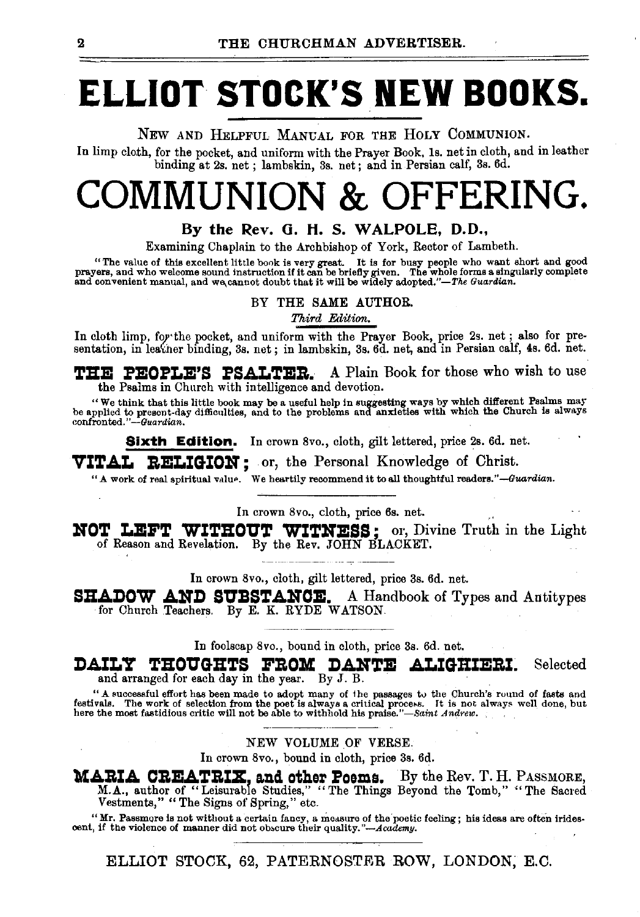# ELLIOT STOCK'S NEW BOOKS.

NEW AND HELPFUL MANUAL FOR THE HOLY COMMUNION.

In limp cloth, for the pocket, and uniform with the Prayer Book, 1s. net in cloth, and in leather binding at 2s. net; lambskin, 3s. net; and in Persian calf, 3s. 6d.

# COMMUNION & OFFERING.

**By the Rev. G. H. S. WALPOLE, D.D.,**

Examining Chaplain to the Archbishop of York, Rector of Lambeth.

"The value of this excellent little book is very great. It is for busy people who want short and good prayers, and who welcome sound instruction if it can be briefly given. The whole forms a singularly complete and convenient manual, and we cannot doubt that it will be widely adopted."—*The Guardian.*

BY THE SAME AUTHOR.

*Third Edition.*

In cloth limp, for the pocket, and uniform with the Prayer Book, price 2s. net; also for presentation, in leather binding, 3s. net; in lambskin, 3s. 6d. net, and in Persian calf, 4s. 6d. net.

**THE PEOPLE'S PSALTER.** A Plain Book for those who wish to use the Psalms in Church with intelligence and devotion.

"We think that this little book may be a useful help in suggesting ways by which different Psalms may be applied to present-day difficulties, and to the problems and anxieties with which the Church is always confronted."—*Guardian.*

**Sixth Edition.** In crown 8vo., cloth, gilt lettered, price 2s. 6d. net.

**VITAL RELIGION;** or, the Personal Knowledge of Christ.

"A work of real spiritual value. We heartily recommend it to all thoughtful readers."—*Guardian.*

---

In crown 8vo., cloth, price 6s. net.

**NOT LEFT WITHOUT WITNESS;** or, Divine Truth in the Light of Reason and Revelation. By the Rev. JOHN BLACKET.

---

In crown 8vo., cloth, gilt lettered, price 3s. 6d. net.

**SHADOW AND SUBSTANCE.** A Handbook of Types and Antitypes for Church Teachers. By E. K. RYDE WATSON.

---

In foolscap 8vo., bound in cloth, price 3s. 6d. net.

**DAILY THOUGHTS FROM DANTE ALIGHIERI.** Selected and arranged for each day in the year. By J. B.

"A successful effort has been made to adopt many of the passages to the Church's round of fasts and festivals. The work of selection from the poet is always a critical process. It is not always well done, but here the most fastidious critic will not be able to withhold his praise."—*Saint Andrew.*

---

NEW VOLUME OF VERSE.

In crown 8vo., bound in cloth, price 3s. 6d.

**MARIA CREATRIX, and other Poems.** By the Rev. T. H. PASSMORE, M.A., author of "Leisurable Studies," "The Things Beyond the Tomb," "The Sacred Vestments," "The Signs of Spring," etc.

"Mr. Passmore is not without a certain fancy, a measure of the poetic feeling; his ideas are often iridescent, if the violence of manner did not obscure their quality."—*Academy.*

---

ELLIOT STOCK, 62, PATERNOSTER ROW, LONDON, E.C.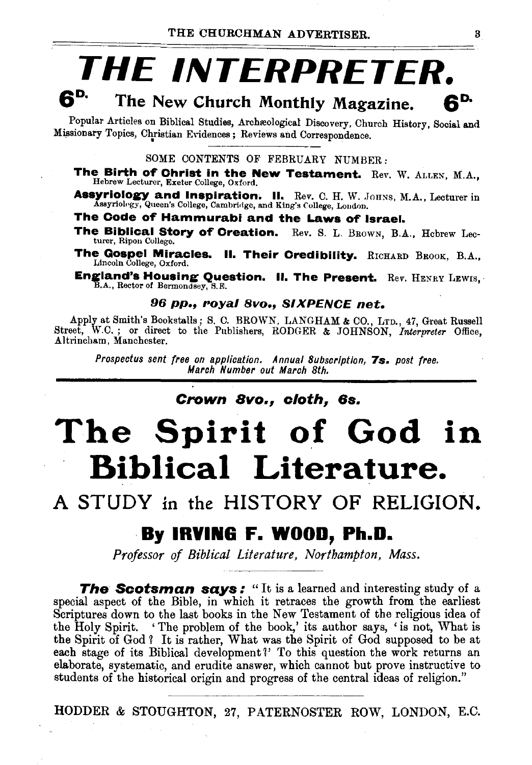# THE INTERPRETER.

## 6D. The New Church Monthly Magazine. 6D.

Popular Articles on Biblical Studies, Archæological Discovery, Church History, Social and Missionary Topics, Christian Evidences; Reviews and Correspondence.

SOME CONTENTS OF FEBRUARY NUMBER:

**The Birth of Christ in the New Testament.** Rev. W. ALLEN, M.A., Hebrew Lecturer, Exeter College, Oxford.

**Assyriology and Inspiration. II.** Rev. C. H. W. JOHNS, M.A., Lecturer in Assyriology, Queen's College, Cambridge, and King's College, London.

**The Code of Hammurabi and the Laws of Israel.**

**The Biblical Story of Creation.** Rev. S. L. BROWN, B.A., Hebrew Lecturer, Ripon College.

**The Gospel Miracles. II. Their Credibility.** RICHARD BROOK, B.A., Lincoln College, Oxford.

**England's Housing Question. II. The Present.** Rev. HENRY LEWIS, B.A., Rector of Bermondsey, S.E.

***96 pp., royal 8vo., SIXPENCE net.***

Apply at Smith's Bookstalls; S. C. BROWN, LANGHAM & CO., LTD., 47, Great Russell Street, W.C.; or direct to the Publishers, RODGER & JOHNSON, *Interpreter* Office, Altrincham, Manchester.

*Prospectus sent free on application. Annual Subscription, **7s.** post free. March Number out March 8th.*

---

***Crown 8vo., cloth, 6s.***

# The Spirit of God in Biblical Literature.

## A STUDY in the HISTORY OF RELIGION.

### By IRVING F. WOOD, Ph.D.

*Professor of Biblical Literature, Northampton, Mass.*

***The Scotsman says:*** "It is a learned and interesting study of a special aspect of the Bible, in which it retraces the growth from the earliest Scriptures down to the last books in the New Testament of the religious idea of the Holy Spirit. 'The problem of the book,' its author says, 'is not, What is the Spirit of God? It is rather, What was the Spirit of God supposed to be at each stage of its Biblical development?' To this question the work returns an elaborate, systematic, and erudite answer, which cannot but prove instructive to students of the historical origin and progress of the central ideas of religion."

HODDER & STOUGHTON, 27, PATERNOSTER ROW, LONDON, E.C.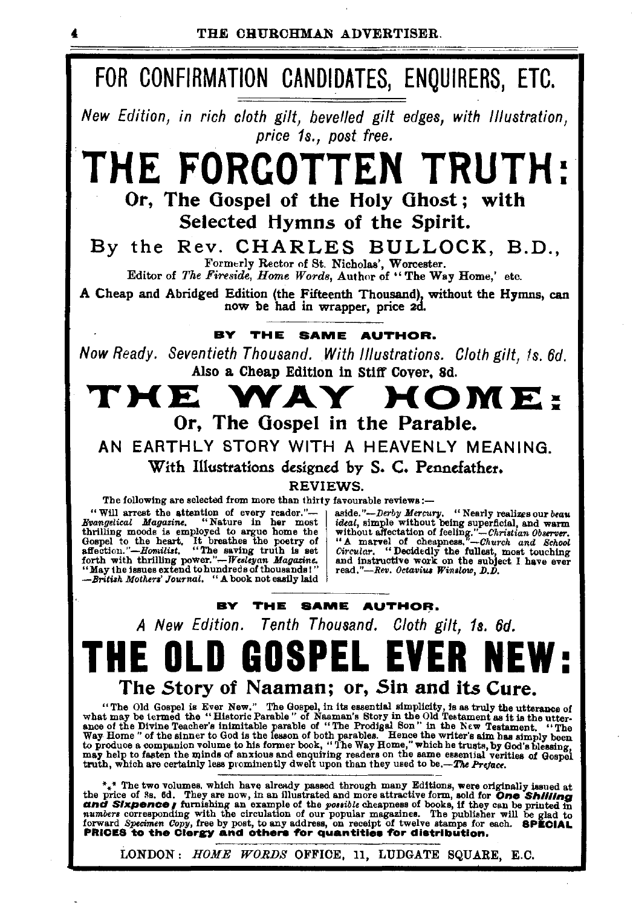# FOR CONFIRMATION CANDIDATES, ENQUIRERS, ETC.

*New Edition, in rich cloth gilt, bevelled gilt edges, with Illustration, price 1s., post free.*

# THE FORGOTTEN TRUTH:

## Or, The Gospel of the Holy Ghost; with Selected Hymns of the Spirit.

**By the Rev. CHARLES BULLOCK, B.D.,**

Formerly Rector of St. Nicholas', Worcester.
Editor of *The Fireside, Home Words,* Author of "The Way Home,' etc.

**A Cheap and Abridged Edition (the Fifteenth Thousand), without the Hymns, can now be had in wrapper, price 2d.**

**BY THE SAME AUTHOR.**

*Now Ready. Seventieth Thousand. With Illustrations. Cloth gilt, 1s. 6d.*
**Also a Cheap Edition in Stiff Cover, 8d.**

# THE WAY HOME:

## Or, The Gospel in the Parable.

### AN EARTHLY STORY WITH A HEAVENLY MEANING.

**With Illustrations designed by S. C. Pennefather.**

**REVIEWS.**

The following are selected from more than thirty favourable reviews:—

"Will arrest the attention of every reader."—*Evangelical Magazine.* "Nature in her most thrilling moods is employed to argue home the Gospel to the heart. It breathes the poetry of affection."—*Homilist.* "The saving truth is set forth with thrilling power."—*Wesleyan Magazine.* "May the issues extend to hundreds of thousands!"—*British Mothers' Journal.* "A book not easily laid aside."—*Derby Mercury.* "Nearly realizes our *beau ideal*, simple without being superficial, and warm without affectation of feeling."—*Christian Observer.* "A marvel of cheapness."—*Church and School Circular.* "Decidedly the fullest, most touching and instructive work on the subject I have ever read."—*Rev. Octavius Winslow, D.D.*

**BY THE SAME AUTHOR.**

*A New Edition. Tenth Thousand. Cloth gilt, 1s. 6d.*

# THE OLD GOSPEL EVER NEW:

## The Story of Naaman; or, Sin and its Cure.

"The Old Gospel is Ever New." The Gospel, in its essential simplicity, is as truly the utterance of what may be termed the "Historic Parable" of Naaman's Story in the Old Testament as it is the utterance of the Divine Teacher's inimitable parable of "The Prodigal Son" in the New Testament. "The Way Home" of the sinner to God is the lesson of both parables. Hence the writer's aim has simply been to produce a companion volume to his former book, "The Way Home," which he trusts, by God's blessing, may help to fasten the minds of anxious and enquiring readers on the same essential verities of Gospel truth, which are certainly less prominently dwelt upon than they used to be.—*The Preface.*

⁂ The two volumes, which have already passed through many Editions, were originally issued at the price of 3s. 6d. They are now, in an illustrated and more attractive form, sold for **One Shilling and Sixpence**; furnishing an example of the *possible* cheapness of books, if they can be printed in *numbers* corresponding with the circulation of our popular magazines. The publisher will be glad to forward *Specimen Copy*, free by post, to any address, on receipt of twelve stamps for each. **SPECIAL PRICES to the Clergy and others for quantities for distribution.**

LONDON: *HOME WORDS* OFFICE, 11, LUDGATE SQUARE, E.C.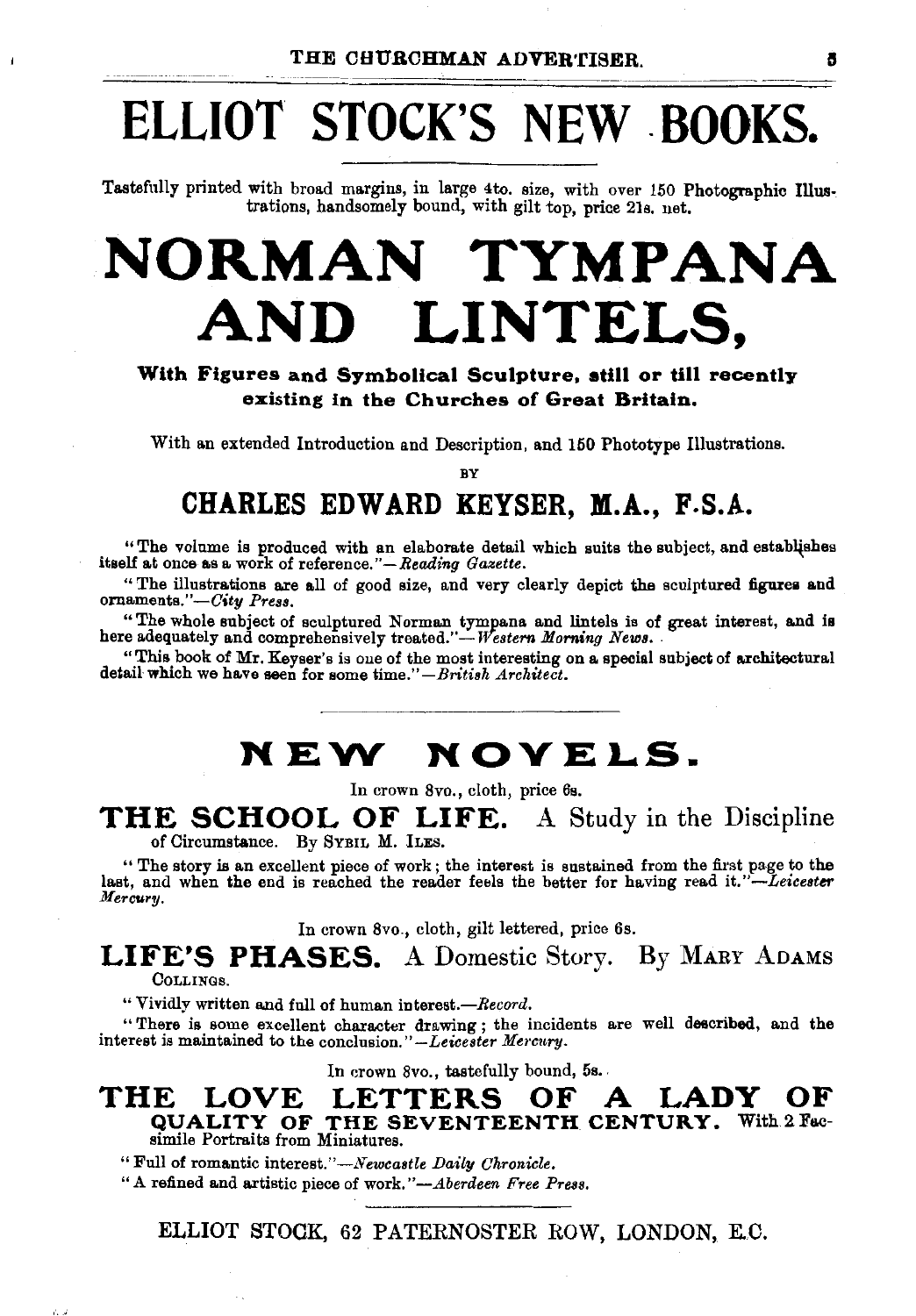# ELLIOT STOCK'S NEW BOOKS.

Tastefully printed with broad margins, in large 4to. size, with over 150 Photographic Illustrations, handsomely bound, with gilt top, price 21s. net.

# NORMAN TYMPANA AND LINTELS,

**With Figures and Symbolical Sculpture, still or till recently existing in the Churches of Great Britain.**

With an extended Introduction and Description, and 150 Phototype Illustrations.

BY

## CHARLES EDWARD KEYSER, M.A., F.S.A.

"The volume is produced with an elaborate detail which suits the subject, and establishes itself at once as a work of reference."—*Reading Gazette.*

"The illustrations are all of good size, and very clearly depict the sculptured figures and ornaments."—*City Press.*

"The whole subject of sculptured Norman tympana and lintels is of great interest, and is here adequately and comprehensively treated."—*Western Morning News.*

"This book of Mr. Keyser's is one of the most interesting on a special subject of architectural detail which we have seen for some time."—*British Architect.*

---

# NEW NOVELS.

In crown 8vo., cloth, price 6s.

**THE SCHOOL OF LIFE.** A Study in the Discipline of Circumstance. By SYBIL M. ILES.

"The story is an excellent piece of work; the interest is sustained from the first page to the last, and when the end is reached the reader feels the better for having read it."—*Leicester Mercury.*

In crown 8vo., cloth, gilt lettered, price 6s.

**LIFE'S PHASES.** A Domestic Story. By MARY ADAMS COLLINGS.

"Vividly written and full of human interest.—*Record.*

"There is some excellent character drawing; the incidents are well described, and the interest is maintained to the conclusion."—*Leicester Mercury.*

In crown 8vo., tastefully bound, 5s.

**THE LOVE LETTERS OF A LADY OF QUALITY OF THE SEVENTEENTH CENTURY.** With 2 Facsimile Portraits from Miniatures.

"Full of romantic interest."—*Newcastle Daily Chronicle.*

"A refined and artistic piece of work."—*Aberdeen Free Press.*

---

ELLIOT STOCK, 62 PATERNOSTER ROW, LONDON, E.C.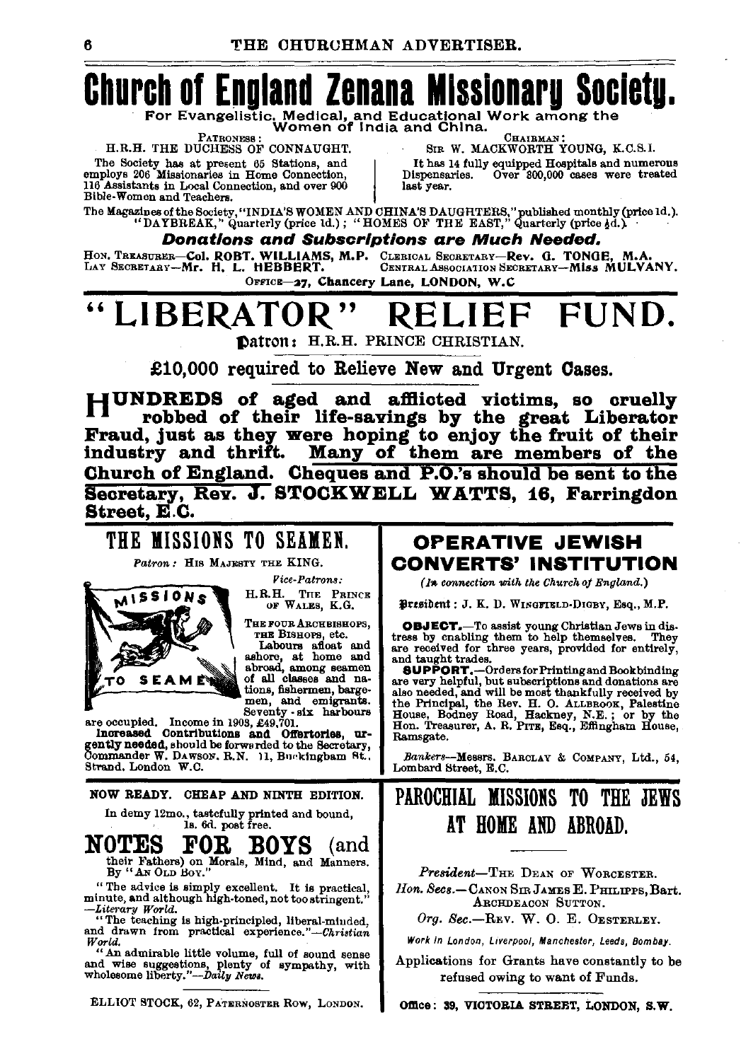# Church of England Zenana Missionary Society.

**For Evangelistic, Medical, and Educational Work among the Women of India and China.**

PATRONESS: H.R.H. THE DUCHESS OF CONNAUGHT.

CHAIRMAN: SIR W. MACKWORTH YOUNG, K.C.S.I.

The Society has at present 65 Stations, and employs 206 Missionaries in Home Connection, 116 Assistants in Local Connection, and over 900 Bible-Women and Teachers.

It has 14 fully equipped Hospitals and numerous Dispensaries. Over 300,000 cases were treated last year.

The Magazines of the Society, "INDIA'S WOMEN AND CHINA'S DAUGHTERS," published monthly (price 1d.). "DAYBREAK," Quarterly (price 1d.); "HOMES OF THE EAST," Quarterly (price ½d.).

***Donations and Subscriptions are Much Needed.***

HON. TREASURER—**Col. ROBT. WILLIAMS, M.P.** CLERICAL SECRETARY—**Rev. G. TONGE, M.A.**
LAY SECRETARY—**Mr. H. L. HEBBERT.** CENTRAL ASSOCIATION SECRETARY—**Miss MULVANY.**

OFFICE—**27, Chancery Lane, LONDON, W.C.**

---

# "LIBERATOR" RELIEF FUND.

**Patron:** H.R.H. PRINCE CHRISTIAN.

**£10,000 required to Relieve New and Urgent Cases.**

**HUNDREDS of aged and afflicted victims, so cruelly robbed of their life-savings by the great Liberator Fraud, just as they were hoping to enjoy the fruit of their industry and thrift. Many of them are members of the Church of England. Cheques and P.O.'s should be sent to the Secretary, Rev. J. STOCKWELL WATTS, 16, Farringdon Street, E.C.**

---

## THE MISSIONS TO SEAMEN.

*Patron:* HIS MAJESTY THE KING.

*Vice-Patrons:* H.R.H. THE PRINCE OF WALES, K.G.

THE FOUR ARCHBISHOPS, THE BISHOPS, etc.

Labours afloat and ashore, at home and abroad, among seamen of all classes and nations, fishermen, bargemen, and emigrants. Seventy-six harbours are occupied. Income in 1908, £49,701.

**Increased Contributions and Offertories, urgently needed,** should be forwarded to the Secretary, Commander W. DAWSON, R.N. 11, Buckingham St., Strand, London W.C.

---

## OPERATIVE JEWISH CONVERTS' INSTITUTION

*(In connection with the Church of England.)*

**President:** J. K. D. WINGFIELD-DIGBY, Esq., M.P.

**OBJECT.**—To assist young Christian Jews in distress by enabling them to help themselves. They are received for three years, provided for entirely, and taught trades.

**SUPPORT.**—Orders for Printing and Bookbinding are very helpful, but subscriptions and donations are also needed, and will be most thankfully received by the Principal, the Rev. H. O. ALLBROOK, Palestine House, Bodney Road, Hackney, N.E.; or by the Hon. Treasurer, A. R. PITE, Esq., Effingham House, Ramsgate.

*Bankers*—Messrs. BARCLAY & COMPANY, Ltd., 54, Lombard Street, E.C.

---

NOW READY. CHEAP AND NINTH EDITION.

In demy 12mo., tastefully printed and bound, 1s. 6d. post free.

## NOTES FOR BOYS (and their Fathers) on Morals, Mind, and Manners.

By "AN OLD BOY."

"The advice is simply excellent. It is practical, minute, and although high-toned, not too stringent." —*Literary World.*

"The teaching is high-principled, liberal-minded, and drawn from practical experience."—*Christian World.*

"An admirable little volume, full of sound sense and wise suggestions, plenty of sympathy, with wholesome liberty."—*Daily News.*

ELLIOT STOCK, 62, PATERNOSTER ROW, LONDON.

---

## PAROCHIAL MISSIONS TO THE JEWS AT HOME AND ABROAD.

*President*—THE DEAN OF WORCESTER.

*Hon. Secs.*—CANON SIR JAMES E. PHILIPPS, Bart. ARCHDEACON SUTTON.

*Org. Sec.*—REV. W. O. E. OESTERLEY.

*Work in London, Liverpool, Manchester, Leeds, Bombay.*

Applications for Grants have constantly to be refused owing to want of Funds.

**Office: 39, VICTORIA STREET, LONDON, S.W.**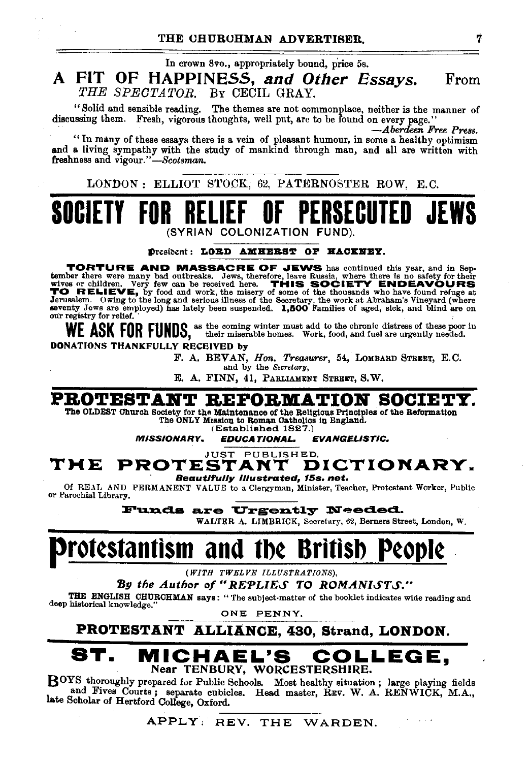In crown 8vo., appropriately bound, price 5s.

## A FIT OF HAPPINESS, *and Other Essays.* From *THE SPECTATOR.* By CECIL GRAY.

"Solid and sensible reading. The themes are not commonplace, neither is the manner of discussing them. Fresh, vigorous thoughts, well put, are to be found on every page."

—*Aberdeen Free Press.*

"In many of these essays there is a vein of pleasant humour, in some a healthy optimism and a living sympathy with the study of mankind through man, and all are written with freshness and vigour."—*Scotsman.*

LONDON: ELLIOT STOCK, 62, PATERNOSTER ROW, E.C.

---

# SOCIETY FOR RELIEF OF PERSECUTED JEWS

(SYRIAN COLONIZATION FUND).

President: **LORD AMHERST OF HACKNEY.**

**TORTURE AND MASSACRE OF JEWS** has continued this year, and in September there were many bad outbreaks. Jews, therefore, leave Russia, where there is no safety for their wives or children. Very few can be received here. **THIS SOCIETY ENDEAVOURS TO RELIEVE,** by food and work, the misery of some of the thousands who have found refuge at Jerusalem. Owing to the long and serious illness of the Secretary, the work at Abraham's Vineyard (where seventy Jews are employed) has lately been suspended. **1,500** Families of aged, sick, and blind are on our registry for relief.

**WE ASK FOR FUNDS,** as the coming winter must add to the chronic distress of these poor in their miserable homes. Work, food, and fuel are urgently needed.

**DONATIONS THANKFULLY RECEIVED by**

F. A. BEVAN, *Hon. Treasurer*, 54, LOMBARD STREET, E.C.
and by the *Secretary*,
E. A. FINN, 41, PARLIAMENT STREET, S.W.

---

# PROTESTANT REFORMATION SOCIETY.

**The OLDEST Church Society for the Maintenance of the Religious Principles of the Reformation**
**The ONLY Mission to Roman Catholics in England.**
(Established 1827.)

***MISSIONARY. EDUCATIONAL. EVANGELISTIC.***

JUST PUBLISHED.

## THE PROTESTANT DICTIONARY.

***Beautifully Illustrated, 15s. net.***

Of REAL AND PERMANENT VALUE to a Clergyman, Minister, Teacher, Protestant Worker, Public or Parochial Library.

**Funds are Urgently Needed.**

WALTER A. LIMBRICK, Secretary, 62, Berners Street, London, W.

---

# Protestantism and the British People

(*WITH TWELVE ILLUSTRATIONS*),

***By the Author of "REPLIES TO ROMANISTS."***

THE ENGLISH CHURCHMAN says: "The subject-matter of the booklet indicates wide reading and deep historical knowledge."

ONE PENNY.

**PROTESTANT ALLIANCE, 430, Strand, LONDON.**

---

# ST. MICHAEL'S COLLEGE,

**Near TENBURY, WORCESTERSHIRE.**

BOYS thoroughly prepared for Public Schools. Most healthy situation; large playing fields and Fives Courts; separate cubicles. Head master, REV. W. A. RENWICK, M.A., late Scholar of Hertford College, Oxford.

APPLY: REV. THE WARDEN.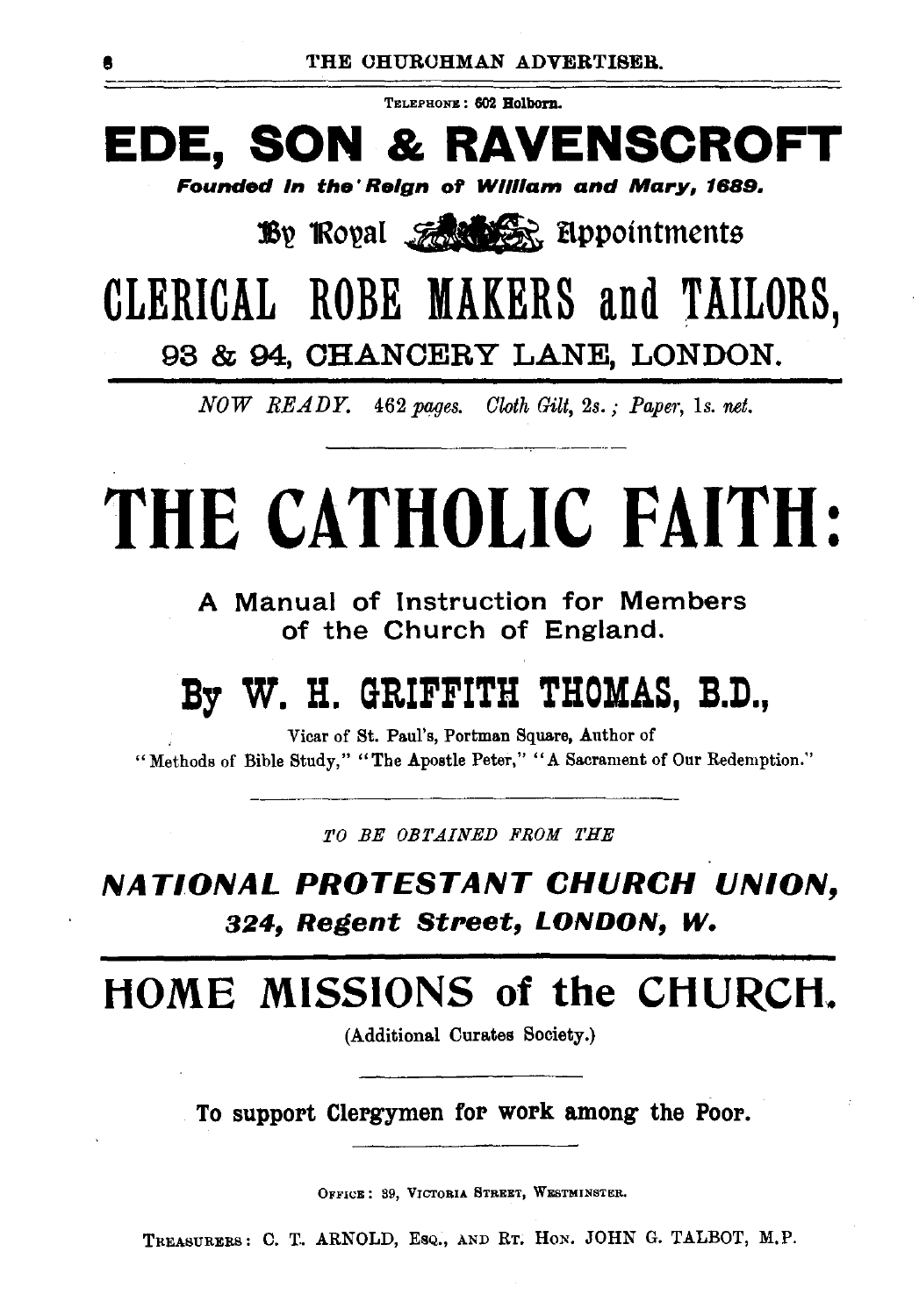TELEPHONE: 602 Holborn.

# EDE, SON & RAVENSCROFT

***Founded in the Reign of William and Mary, 1689.***

By Royal Appointments

# CLERICAL ROBE MAKERS and TAILORS,

## 93 & 94, CHANCERY LANE, LONDON.

---

*NOW READY.* 462 *pages.* *Cloth Gilt,* 2s.; *Paper,* 1s. *net.*

# THE CATHOLIC FAITH:

### A Manual of Instruction for Members of the Church of England.

## By W. H. GRIFFITH THOMAS, B.D.,

Vicar of St. Paul's, Portman Square, Author of "Methods of Bible Study," "The Apostle Peter," "A Sacrament of Our Redemption."

*TO BE OBTAINED FROM THE*

## *NATIONAL PROTESTANT CHURCH UNION,*

### *324, Regent Street, LONDON, W.*

---

# HOME MISSIONS of the CHURCH.

(Additional Curates Society.)

**To support Clergymen for work among the Poor.**

OFFICE: 39, VICTORIA STREET, WESTMINSTER.

TREASURERS: C. T. ARNOLD, ESQ., AND RT. HON. JOHN G. TALBOT, M.P.